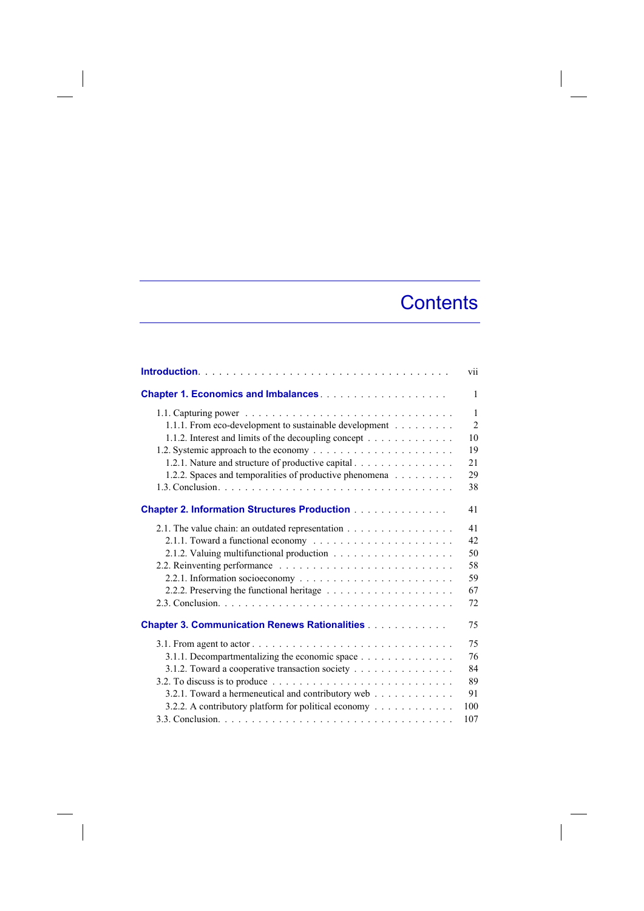# Contents

| | |
|---|---|
| **Introduction** | vii |
| **Chapter 1. Economics and Imbalances** | 1 |
| 1.1. Capturing power | 1 |
| 1.1.1. From eco-development to sustainable development | 2 |
| 1.1.2. Interest and limits of the decoupling concept | 10 |
| 1.2. Systemic approach to the economy | 19 |
| 1.2.1. Nature and structure of productive capital | 21 |
| 1.2.2. Spaces and temporalities of productive phenomena | 29 |
| 1.3. Conclusion | 38 |
| **Chapter 2. Information Structures Production** | 41 |
| 2.1. The value chain: an outdated representation | 41 |
| 2.1.1. Toward a functional economy | 42 |
| 2.1.2. Valuing multifunctional production | 50 |
| 2.2. Reinventing performance | 58 |
| 2.2.1. Information socioeconomy | 59 |
| 2.2.2. Preserving the functional heritage | 67 |
| 2.3. Conclusion | 72 |
| **Chapter 3. Communication Renews Rationalities** | 75 |
| 3.1. From agent to actor | 75 |
| 3.1.1. Decompartmentalizing the economic space | 76 |
| 3.1.2. Toward a cooperative transaction society | 84 |
| 3.2. To discuss is to produce | 89 |
| 3.2.1. Toward a hermeneutical and contributory web | 91 |
| 3.2.2. A contributory platform for political economy | 100 |
| 3.3. Conclusion | 107 |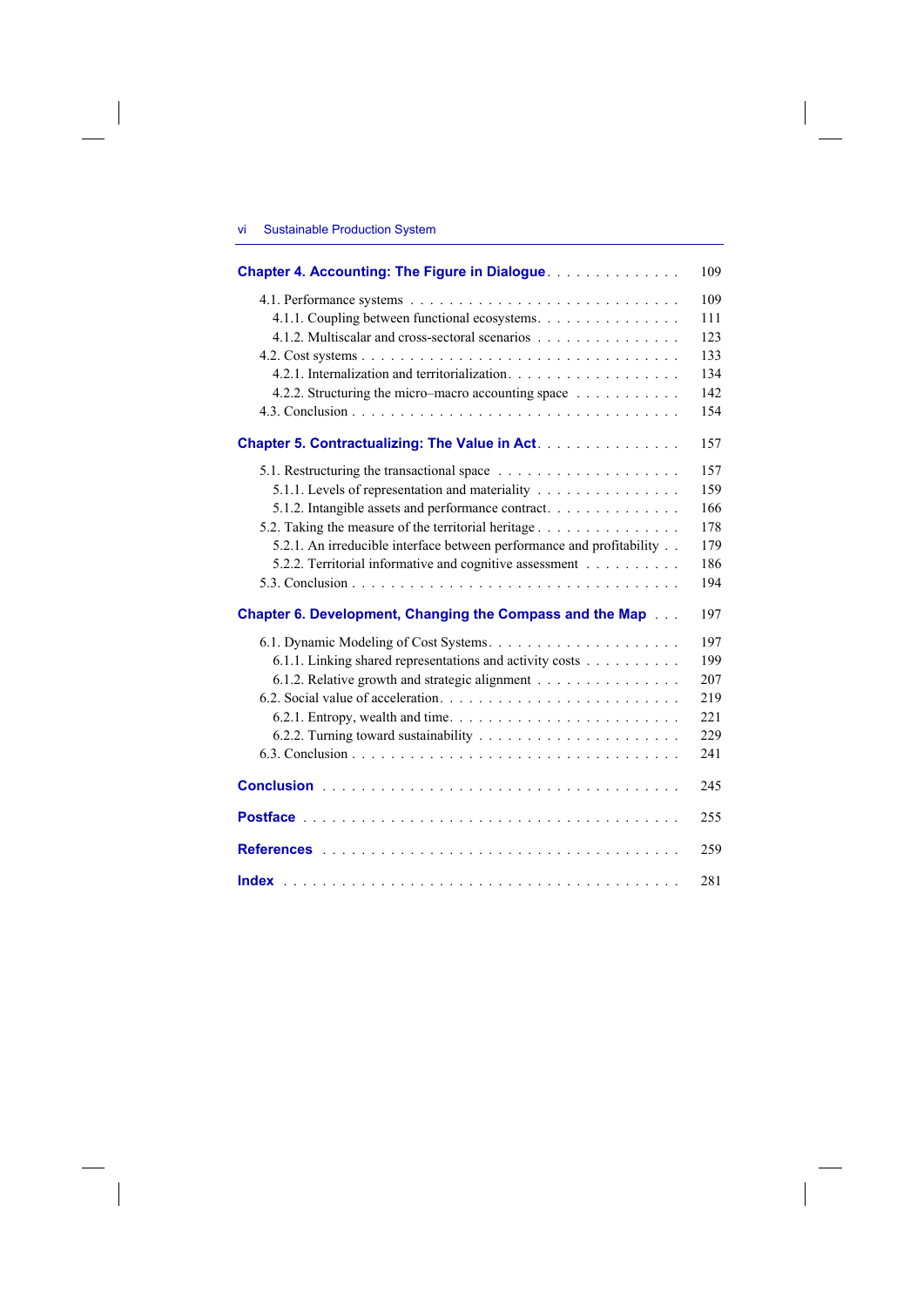**Chapter 4. Accounting: The Figure in Dialogue** . . . . . . . . . . . . . . 109

4.1. Performance systems . . . . . . . . . . . . . . . . . . . . . . . . . . . . . 109
4.1.1. Coupling between functional ecosystems . . . . . . . . . . . . . . . 111
4.1.2. Multiscalar and cross-sectoral scenarios . . . . . . . . . . . . . . . 123
4.2. Cost systems . . . . . . . . . . . . . . . . . . . . . . . . . . . . . . . . 133
4.2.1. Internalization and territorialization . . . . . . . . . . . . . . . . . 134
4.2.2. Structuring the micro–macro accounting space . . . . . . . . . . . 142
4.3. Conclusion . . . . . . . . . . . . . . . . . . . . . . . . . . . . . . . . . 154

**Chapter 5. Contractualizing: The Value in Act** . . . . . . . . . . . . . . . 157

5.1. Restructuring the transactional space . . . . . . . . . . . . . . . . . . 157
5.1.1. Levels of representation and materiality . . . . . . . . . . . . . . . 159
5.1.2. Intangible assets and performance contract . . . . . . . . . . . . . . 166
5.2. Taking the measure of the territorial heritage . . . . . . . . . . . . . . 178
5.2.1. An irreducible interface between performance and profitability . . 179
5.2.2. Territorial informative and cognitive assessment . . . . . . . . . . 186
5.3. Conclusion . . . . . . . . . . . . . . . . . . . . . . . . . . . . . . . . . 194

**Chapter 6. Development, Changing the Compass and the Map** . . . 197

6.1. Dynamic Modeling of Cost Systems . . . . . . . . . . . . . . . . . . . 197
6.1.1. Linking shared representations and activity costs . . . . . . . . . . 199
6.1.2. Relative growth and strategic alignment . . . . . . . . . . . . . . . 207
6.2. Social value of acceleration . . . . . . . . . . . . . . . . . . . . . . . . 219
6.2.1. Entropy, wealth and time . . . . . . . . . . . . . . . . . . . . . . . . 221
6.2.2. Turning toward sustainability . . . . . . . . . . . . . . . . . . . . . 229
6.3. Conclusion . . . . . . . . . . . . . . . . . . . . . . . . . . . . . . . . . 241

**Conclusion** . . . . . . . . . . . . . . . . . . . . . . . . . . . . . . . . . . 245

**Postface** . . . . . . . . . . . . . . . . . . . . . . . . . . . . . . . . . . . 255

**References** . . . . . . . . . . . . . . . . . . . . . . . . . . . . . . . . . . 259

**Index** . . . . . . . . . . . . . . . . . . . . . . . . . . . . . . . . . . . . . 281